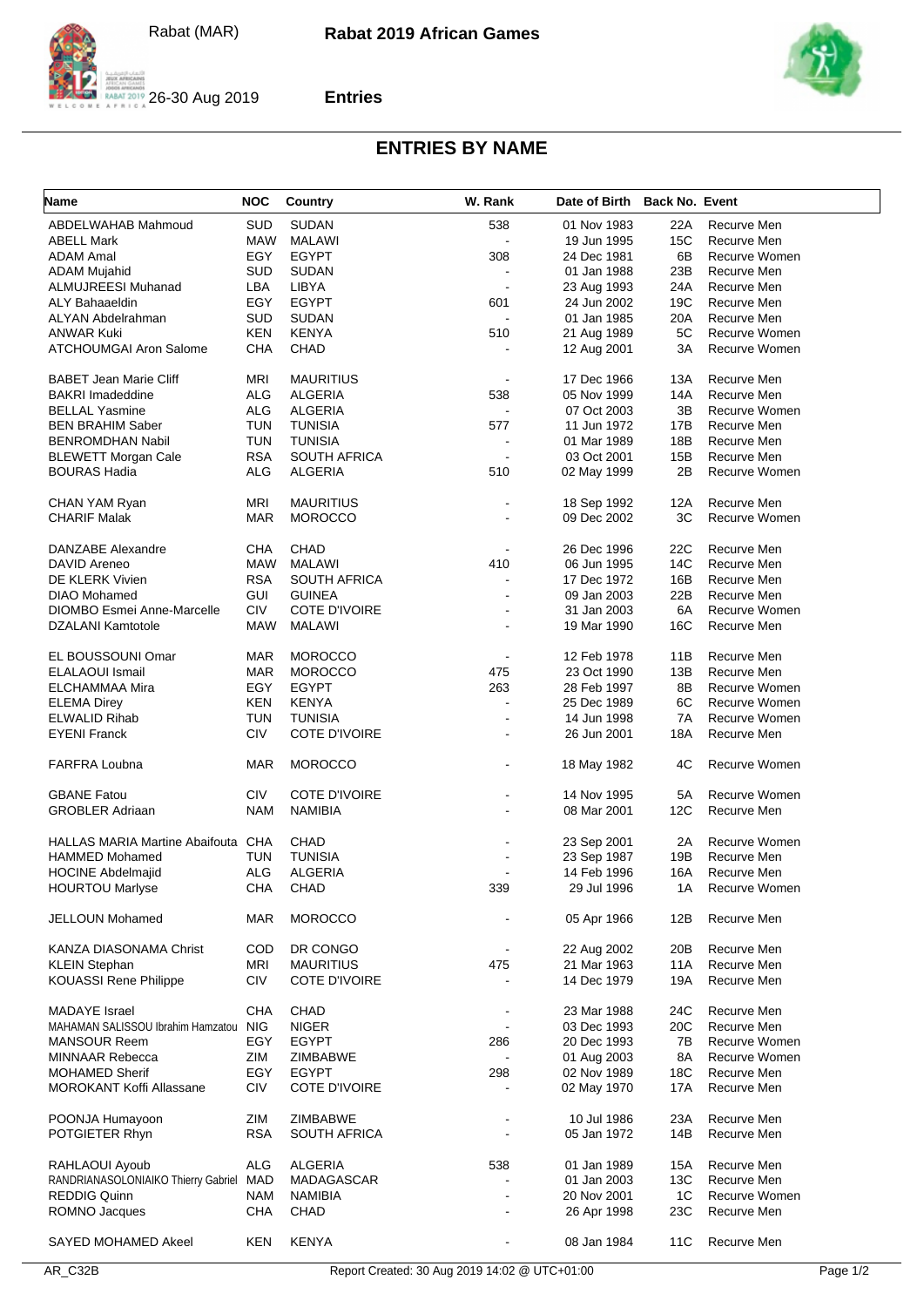Rabat (MAR) **Rabat 2019 African Games**

26-30 Aug 2019 **Entries**

## ENTRIES BY NAME

| Name | NOC | Country | W. Rank | Date of Birth | Back No. | Event |
|---|---|---|---|---|---|---|
| ABDELWAHAB Mahmoud | SUD | SUDAN | 538 | 01 Nov 1983 | 22A | Recurve Men |
| ABELL Mark | MAW | MALAWI | - | 19 Jun 1995 | 15C | Recurve Men |
| ADAM Amal | EGY | EGYPT | 308 | 24 Dec 1981 | 6B | Recurve Women |
| ADAM Mujahid | SUD | SUDAN | - | 01 Jan 1988 | 23B | Recurve Men |
| ALMUJREESI Muhanad | LBA | LIBYA | - | 23 Aug 1993 | 24A | Recurve Men |
| ALY Bahaaeldin | EGY | EGYPT | 601 | 24 Jun 2002 | 19C | Recurve Men |
| ALYAN Abdelrahman | SUD | SUDAN | - | 01 Jan 1985 | 20A | Recurve Men |
| ANWAR Kuki | KEN | KENYA | 510 | 21 Aug 1989 | 5C | Recurve Women |
| ATCHOUMGAI Aron Salome | CHA | CHAD | - | 12 Aug 2001 | 3A | Recurve Women |
| BABET Jean Marie Cliff | MRI | MAURITIUS | - | 17 Dec 1966 | 13A | Recurve Men |
| BAKRI Imadeddine | ALG | ALGERIA | 538 | 05 Nov 1999 | 14A | Recurve Men |
| BELLAL Yasmine | ALG | ALGERIA | - | 07 Oct 2003 | 3B | Recurve Women |
| BEN BRAHIM Saber | TUN | TUNISIA | 577 | 11 Jun 1972 | 17B | Recurve Men |
| BENROMDHAN Nabil | TUN | TUNISIA | - | 01 Mar 1989 | 18B | Recurve Men |
| BLEWETT Morgan Cale | RSA | SOUTH AFRICA | - | 03 Oct 2001 | 15B | Recurve Men |
| BOURAS Hadia | ALG | ALGERIA | 510 | 02 May 1999 | 2B | Recurve Women |
| CHAN YAM Ryan | MRI | MAURITIUS | - | 18 Sep 1992 | 12A | Recurve Men |
| CHARIF Malak | MAR | MOROCCO | - | 09 Dec 2002 | 3C | Recurve Women |
| DANZABE Alexandre | CHA | CHAD | - | 26 Dec 1996 | 22C | Recurve Men |
| DAVID Areneo | MAW | MALAWI | 410 | 06 Jun 1995 | 14C | Recurve Men |
| DE KLERK Vivien | RSA | SOUTH AFRICA | - | 17 Dec 1972 | 16B | Recurve Men |
| DIAO Mohamed | GUI | GUINEA | - | 09 Jan 2003 | 22B | Recurve Men |
| DIOMBO Esmei Anne-Marcelle | CIV | COTE D'IVOIRE | - | 31 Jan 2003 | 6A | Recurve Women |
| DZALANI Kamtotole | MAW | MALAWI | - | 19 Mar 1990 | 16C | Recurve Men |
| EL BOUSSOUNI Omar | MAR | MOROCCO | - | 12 Feb 1978 | 11B | Recurve Men |
| ELALAOUI Ismail | MAR | MOROCCO | 475 | 23 Oct 1990 | 13B | Recurve Men |
| ELCHAMMAA Mira | EGY | EGYPT | 263 | 28 Feb 1997 | 8B | Recurve Women |
| ELEMA Direy | KEN | KENYA | - | 25 Dec 1989 | 6C | Recurve Women |
| ELWALID Rihab | TUN | TUNISIA | - | 14 Jun 1998 | 7A | Recurve Women |
| EYENI Franck | CIV | COTE D'IVOIRE | - | 26 Jun 2001 | 18A | Recurve Men |
| FARFRA Loubna | MAR | MOROCCO | - | 18 May 1982 | 4C | Recurve Women |
| GBANE Fatou | CIV | COTE D'IVOIRE | - | 14 Nov 1995 | 5A | Recurve Women |
| GROBLER Adriaan | NAM | NAMIBIA | - | 08 Mar 2001 | 12C | Recurve Men |
| HALLAS MARIA Martine Abaifouta | CHA | CHAD | - | 23 Sep 2001 | 2A | Recurve Women |
| HAMMED Mohamed | TUN | TUNISIA | - | 23 Sep 1987 | 19B | Recurve Men |
| HOCINE Abdelmajid | ALG | ALGERIA | - | 14 Feb 1996 | 16A | Recurve Men |
| HOURTOU Marlyse | CHA | CHAD | 339 | 29 Jul 1996 | 1A | Recurve Women |
| JELLOUN Mohamed | MAR | MOROCCO | - | 05 Apr 1966 | 12B | Recurve Men |
| KANZA DIASONAMA Christ | COD | DR CONGO | - | 22 Aug 2002 | 20B | Recurve Men |
| KLEIN Stephan | MRI | MAURITIUS | 475 | 21 Mar 1963 | 11A | Recurve Men |
| KOUASSI Rene Philippe | CIV | COTE D'IVOIRE | - | 14 Dec 1979 | 19A | Recurve Men |
| MADAYE Israel | CHA | CHAD | - | 23 Mar 1988 | 24C | Recurve Men |
| MAHAMAN SALISSOU Ibrahim Hamzatou | NIG | NIGER | - | 03 Dec 1993 | 20C | Recurve Men |
| MANSOUR Reem | EGY | EGYPT | 286 | 20 Dec 1993 | 7B | Recurve Women |
| MINNAAR Rebecca | ZIM | ZIMBABWE | - | 01 Aug 2003 | 8A | Recurve Women |
| MOHAMED Sherif | EGY | EGYPT | 298 | 02 Nov 1989 | 18C | Recurve Men |
| MOROKANT Koffi Allassane | CIV | COTE D'IVOIRE | - | 02 May 1970 | 17A | Recurve Men |
| POONJA Humayoon | ZIM | ZIMBABWE | - | 10 Jul 1986 | 23A | Recurve Men |
| POTGIETER Rhyn | RSA | SOUTH AFRICA | - | 05 Jan 1972 | 14B | Recurve Men |
| RAHLAOUI Ayoub | ALG | ALGERIA | 538 | 01 Jan 1989 | 15A | Recurve Men |
| RANDRIANASOLONIAIKO Thierry Gabriel | MAD | MADAGASCAR | - | 01 Jan 2003 | 13C | Recurve Men |
| REDDIG Quinn | NAM | NAMIBIA | - | 20 Nov 2001 | 1C | Recurve Women |
| ROMNO Jacques | CHA | CHAD | - | 26 Apr 1998 | 23C | Recurve Men |
| SAYED MOHAMED Akeel | KEN | KENYA | - | 08 Jan 1984 | 11C | Recurve Men |

AR_C32B Report Created: 30 Aug 2019 14:02 @ UTC+01:00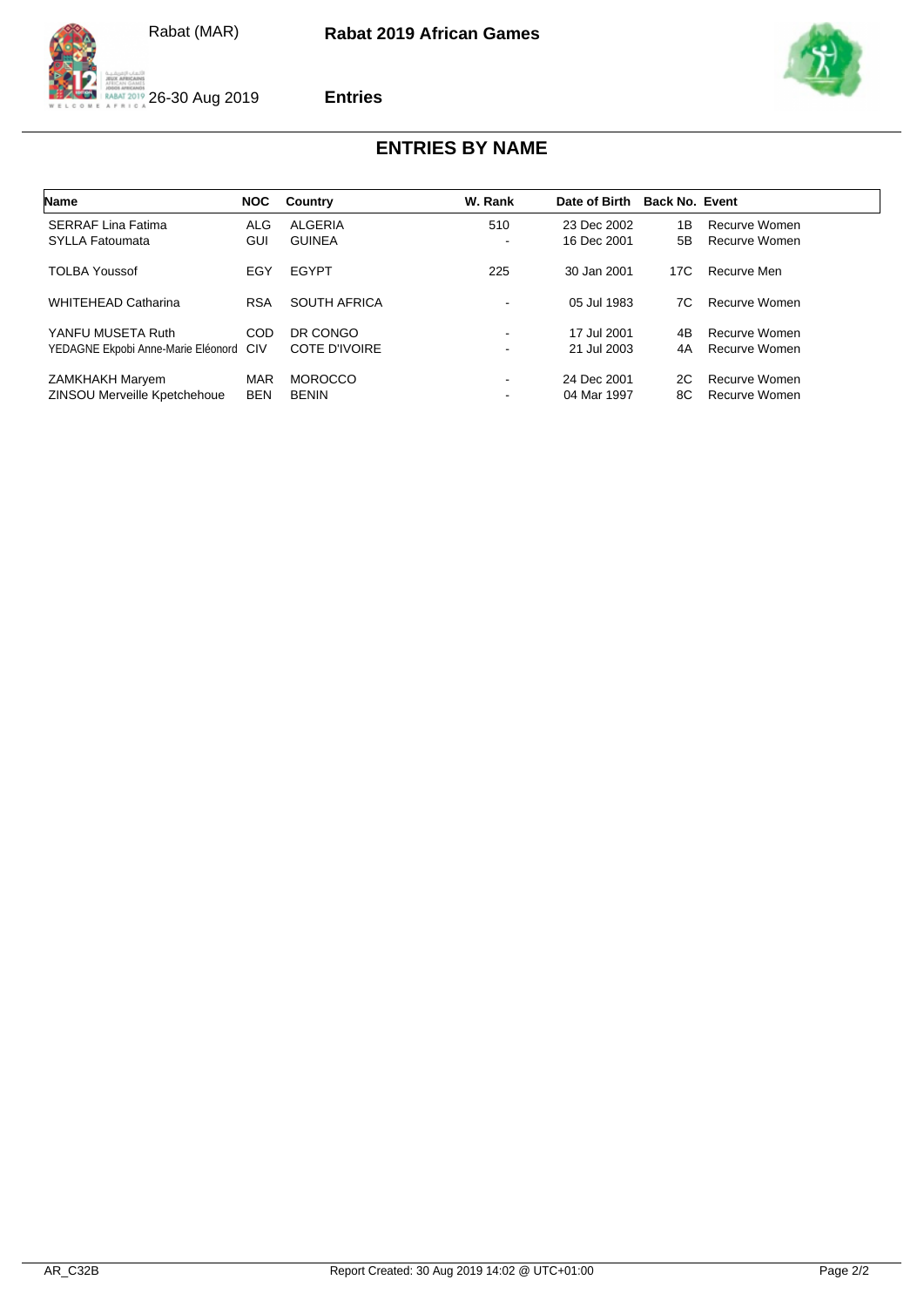# ENTRIES BY NAME

| Name | NOC | Country | W. Rank | Date of Birth | Back No. | Event |
|---|---|---|---|---|---|---|
| SERRAF Lina Fatima | ALG | ALGERIA | 510 | 23 Dec 2002 | 1B | Recurve Women |
| SYLLA Fatoumata | GUI | GUINEA | - | 16 Dec 2001 | 5B | Recurve Women |
| TOLBA Youssof | EGY | EGYPT | 225 | 30 Jan 2001 | 17C | Recurve Men |
| WHITEHEAD Catharina | RSA | SOUTH AFRICA | - | 05 Jul 1983 | 7C | Recurve Women |
| YANFU MUSETA Ruth | COD | DR CONGO | - | 17 Jul 2001 | 4B | Recurve Women |
| YEDAGNE Ekpobi Anne-Marie Eléonord | CIV | COTE D'IVOIRE | - | 21 Jul 2003 | 4A | Recurve Women |
| ZAMKHAKH Maryem | MAR | MOROCCO | - | 24 Dec 2001 | 2C | Recurve Women |
| ZINSOU Merveille Kpetchehoue | BEN | BENIN | - | 04 Mar 1997 | 8C | Recurve Women |